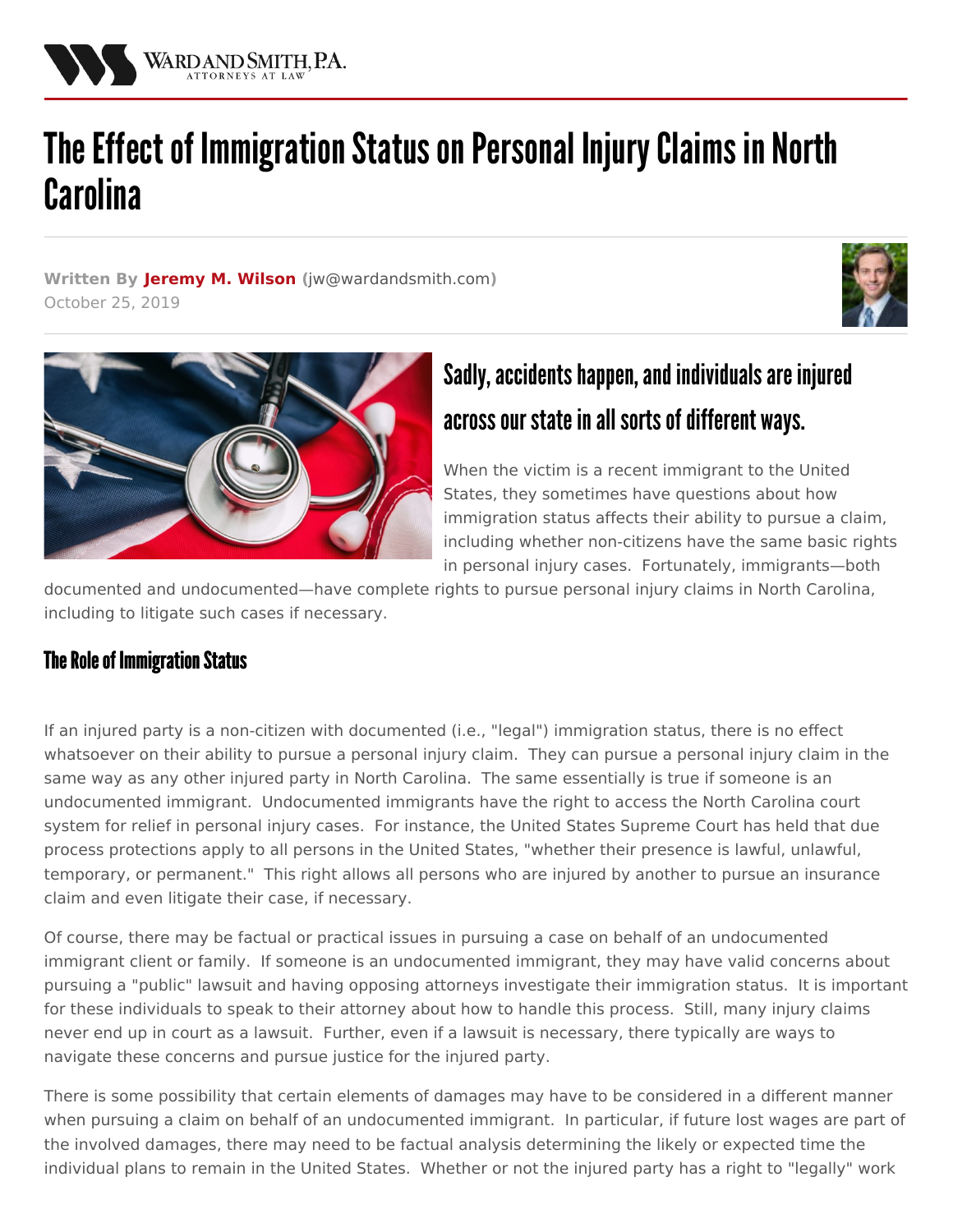# The Effect of Immigration Status on Personal Injury Claims in North Carolina

**Written By Jeremy M. Wilson** (jw@wardandsmith.com)
October 25, 2019

## Sadly, accidents happen, and individuals are injured across our state in all sorts of different ways.

When the victim is a recent immigrant to the United States, they sometimes have questions about how immigration status affects their ability to pursue a claim, including whether non-citizens have the same basic rights in personal injury cases. Fortunately, immigrants—both documented and undocumented—have complete rights to pursue personal injury claims in North Carolina, including to litigate such cases if necessary.

### The Role of Immigration Status

If an injured party is a non-citizen with documented (i.e., "legal") immigration status, there is no effect whatsoever on their ability to pursue a personal injury claim. They can pursue a personal injury claim in the same way as any other injured party in North Carolina. The same essentially is true if someone is an undocumented immigrant. Undocumented immigrants have the right to access the North Carolina court system for relief in personal injury cases. For instance, the United States Supreme Court has held that due process protections apply to all persons in the United States, "whether their presence is lawful, unlawful, temporary, or permanent." This right allows all persons who are injured by another to pursue an insurance claim and even litigate their case, if necessary.

Of course, there may be factual or practical issues in pursuing a case on behalf of an undocumented immigrant client or family. If someone is an undocumented immigrant, they may have valid concerns about pursuing a "public" lawsuit and having opposing attorneys investigate their immigration status. It is important for these individuals to speak to their attorney about how to handle this process. Still, many injury claims never end up in court as a lawsuit. Further, even if a lawsuit is necessary, there typically are ways to navigate these concerns and pursue justice for the injured party.

There is some possibility that certain elements of damages may have to be considered in a different manner when pursuing a claim on behalf of an undocumented immigrant. In particular, if future lost wages are part of the involved damages, there may need to be factual analysis determining the likely or expected time the individual plans to remain in the United States. Whether or not the injured party has a right to "legally" work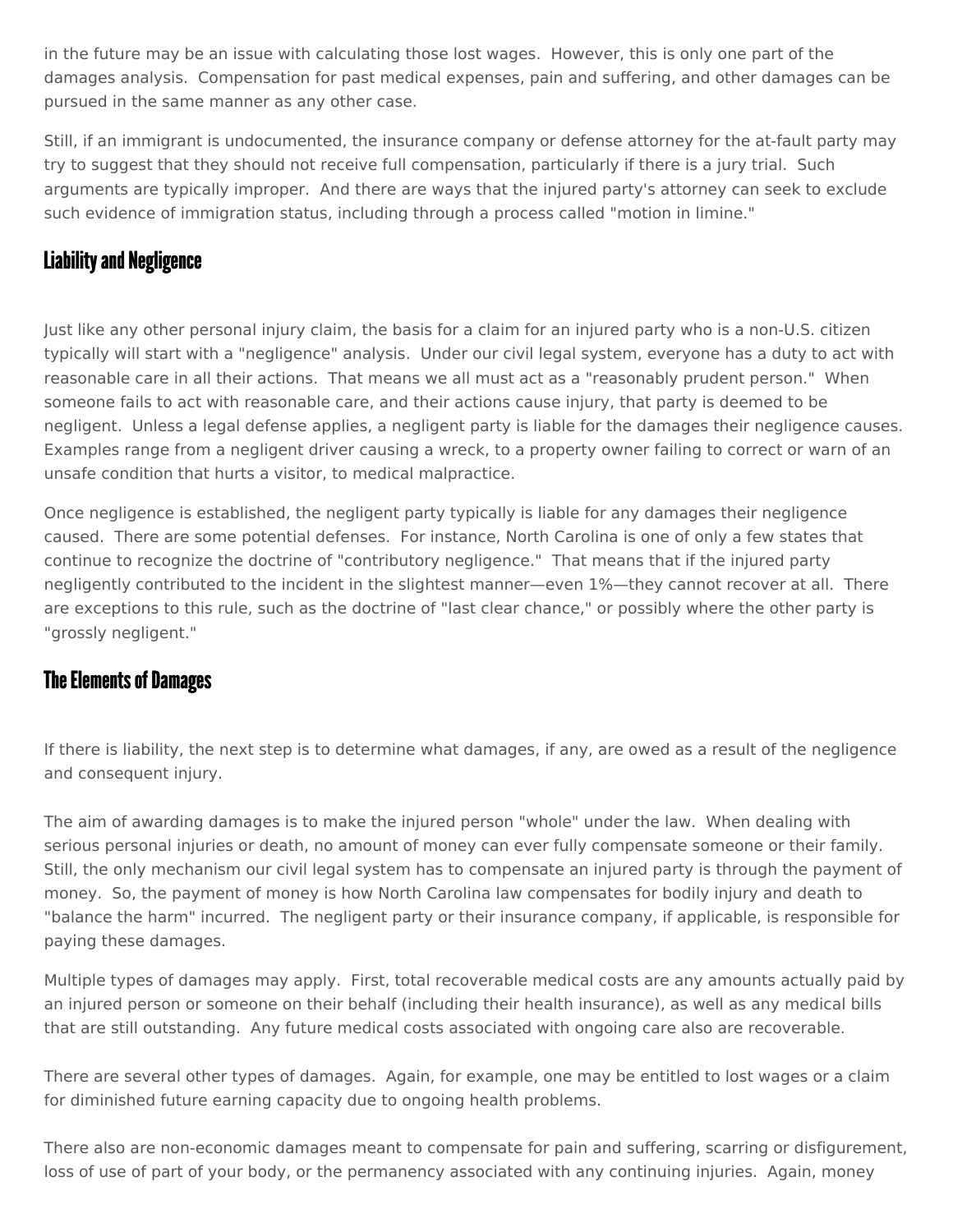in the future may be an issue with calculating those lost wages. However, this is only one part of the damages analysis. Compensation for past medical expenses, pain and suffering, and other damages can be pursued in the same manner as any other case.

Still, if an immigrant is undocumented, the insurance company or defense attorney for the at-fault party may try to suggest that they should not receive full compensation, particularly if there is a jury trial. Such arguments are typically improper. And there are ways that the injured party's attorney can seek to exclude such evidence of immigration status, including through a process called "motion in limine."

## Liability and Negligence

Just like any other personal injury claim, the basis for a claim for an injured party who is a non-U.S. citizen typically will start with a "negligence" analysis. Under our civil legal system, everyone has a duty to act with reasonable care in all their actions. That means we all must act as a "reasonably prudent person." When someone fails to act with reasonable care, and their actions cause injury, that party is deemed to be negligent. Unless a legal defense applies, a negligent party is liable for the damages their negligence causes. Examples range from a negligent driver causing a wreck, to a property owner failing to correct or warn of an unsafe condition that hurts a visitor, to medical malpractice.

Once negligence is established, the negligent party typically is liable for any damages their negligence caused. There are some potential defenses. For instance, North Carolina is one of only a few states that continue to recognize the doctrine of "contributory negligence." That means that if the injured party negligently contributed to the incident in the slightest manner—even 1%—they cannot recover at all. There are exceptions to this rule, such as the doctrine of "last clear chance," or possibly where the other party is "grossly negligent."

## The Elements of Damages

If there is liability, the next step is to determine what damages, if any, are owed as a result of the negligence and consequent injury.

The aim of awarding damages is to make the injured person "whole" under the law. When dealing with serious personal injuries or death, no amount of money can ever fully compensate someone or their family. Still, the only mechanism our civil legal system has to compensate an injured party is through the payment of money. So, the payment of money is how North Carolina law compensates for bodily injury and death to "balance the harm" incurred. The negligent party or their insurance company, if applicable, is responsible for paying these damages.

Multiple types of damages may apply. First, total recoverable medical costs are any amounts actually paid by an injured person or someone on their behalf (including their health insurance), as well as any medical bills that are still outstanding. Any future medical costs associated with ongoing care also are recoverable.

There are several other types of damages. Again, for example, one may be entitled to lost wages or a claim for diminished future earning capacity due to ongoing health problems.

There also are non-economic damages meant to compensate for pain and suffering, scarring or disfigurement, loss of use of part of your body, or the permanency associated with any continuing injuries. Again, money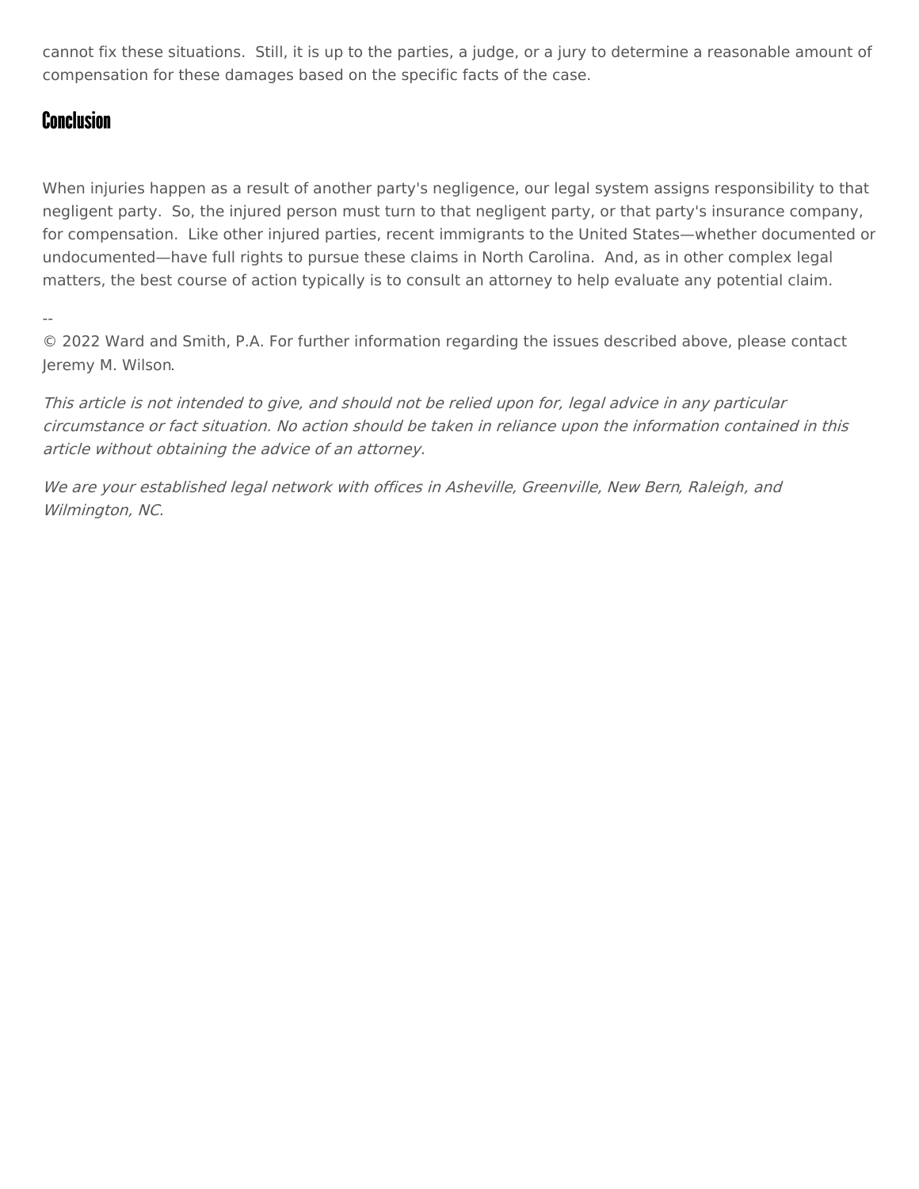cannot fix these situations.  Still, it is up to the parties, a judge, or a jury to determine a reasonable amount of compensation for these damages based on the specific facts of the case.

## Conclusion

When injuries happen as a result of another party's negligence, our legal system assigns responsibility to that negligent party.  So, the injured person must turn to that negligent party, or that party's insurance company, for compensation.  Like other injured parties, recent immigrants to the United States—whether documented or undocumented—have full rights to pursue these claims in North Carolina.  And, as in other complex legal matters, the best course of action typically is to consult an attorney to help evaluate any potential claim.

--

© 2022 Ward and Smith, P.A. For further information regarding the issues described above, please contact Jeremy M. Wilson.

*This article is not intended to give, and should not be relied upon for, legal advice in any particular circumstance or fact situation. No action should be taken in reliance upon the information contained in this article without obtaining the advice of an attorney.*

*We are your established legal network with offices in Asheville, Greenville, New Bern, Raleigh, and Wilmington, NC.*